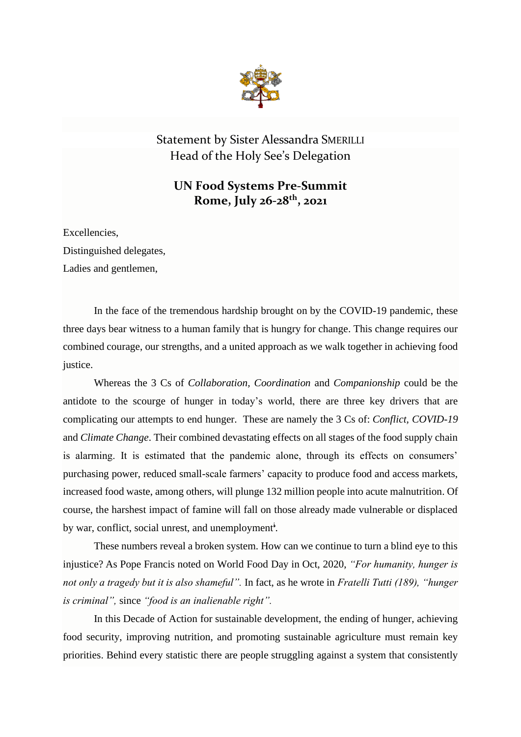Statement by Sister Alessandra SMERILLI
Head of the Holy See's Delegation

**UN Food Systems Pre-Summit**
**Rome, July 26-28th, 2021**

Excellencies,
Distinguished delegates,
Ladies and gentlemen,

In the face of the tremendous hardship brought on by the COVID-19 pandemic, these three days bear witness to a human family that is hungry for change. This change requires our combined courage, our strengths, and a united approach as we walk together in achieving food justice.

Whereas the 3 Cs of *Collaboration, Coordination* and *Companionship* could be the antidote to the scourge of hunger in today's world, there are three key drivers that are complicating our attempts to end hunger. These are namely the 3 Cs of: *Conflict, COVID-19* and *Climate Change*. Their combined devastating effects on all stages of the food supply chain is alarming. It is estimated that the pandemic alone, through its effects on consumers' purchasing power, reduced small-scale farmers' capacity to produce food and access markets, increased food waste, among others, will plunge 132 million people into acute malnutrition. Of course, the harshest impact of famine will fall on those already made vulnerable or displaced by war, conflict, social unrest, and unemployment[i].

These numbers reveal a broken system. How can we continue to turn a blind eye to this injustice? As Pope Francis noted on World Food Day in Oct, 2020, *"For humanity, hunger is not only a tragedy but it is also shameful".* In fact, as he wrote in *Fratelli Tutti (189), "hunger is criminal",* since *"food is an inalienable right".*

In this Decade of Action for sustainable development, the ending of hunger, achieving food security, improving nutrition, and promoting sustainable agriculture must remain key priorities. Behind every statistic there are people struggling against a system that consistently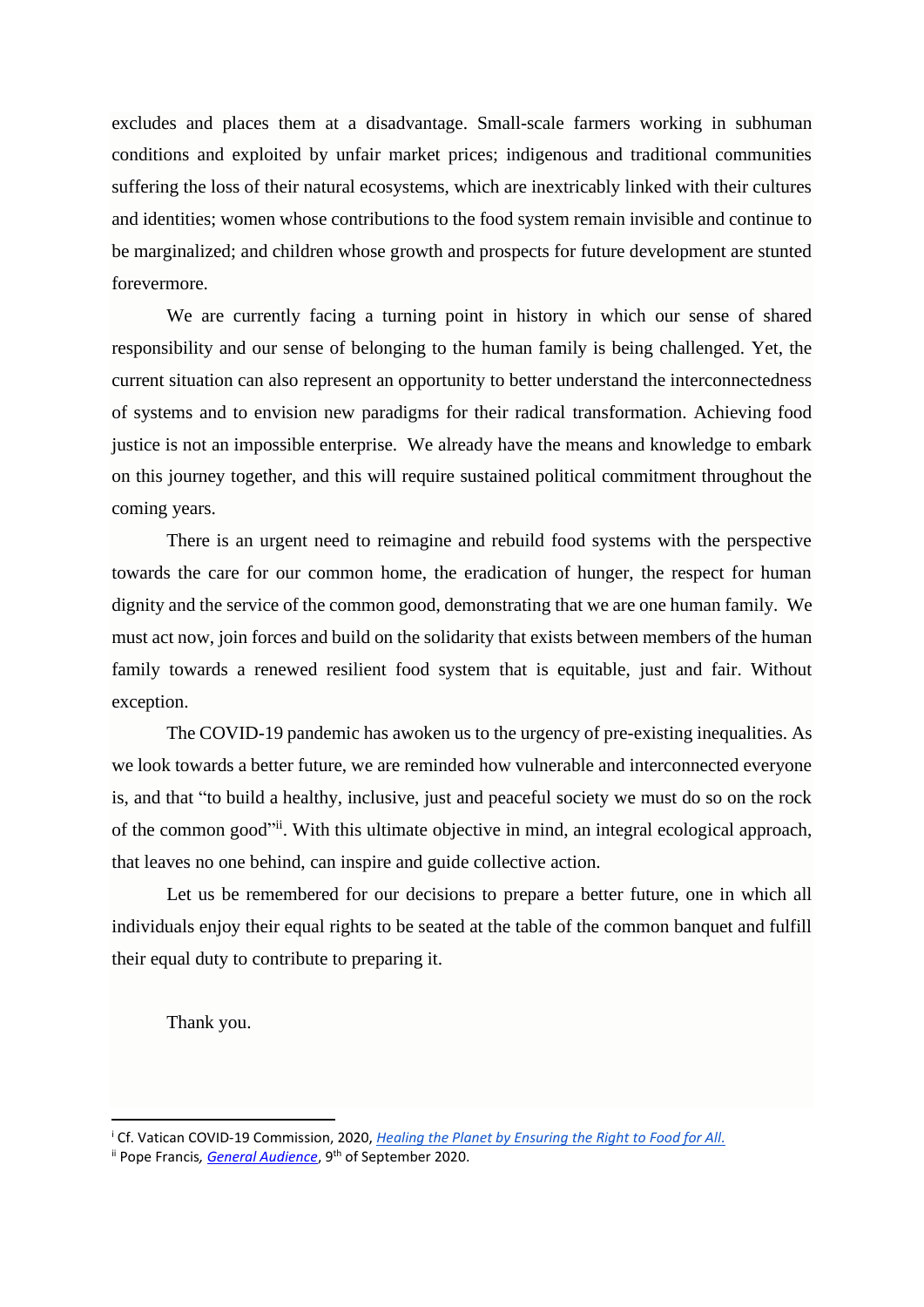excludes and places them at a disadvantage. Small-scale farmers working in subhuman conditions and exploited by unfair market prices; indigenous and traditional communities suffering the loss of their natural ecosystems, which are inextricably linked with their cultures and identities; women whose contributions to the food system remain invisible and continue to be marginalized; and children whose growth and prospects for future development are stunted forevermore.

We are currently facing a turning point in history in which our sense of shared responsibility and our sense of belonging to the human family is being challenged. Yet, the current situation can also represent an opportunity to better understand the interconnectedness of systems and to envision new paradigms for their radical transformation. Achieving food justice is not an impossible enterprise. We already have the means and knowledge to embark on this journey together, and this will require sustained political commitment throughout the coming years.

There is an urgent need to reimagine and rebuild food systems with the perspective towards the care for our common home, the eradication of hunger, the respect for human dignity and the service of the common good, demonstrating that we are one human family. We must act now, join forces and build on the solidarity that exists between members of the human family towards a renewed resilient food system that is equitable, just and fair. Without exception.

The COVID-19 pandemic has awoken us to the urgency of pre-existing inequalities. As we look towards a better future, we are reminded how vulnerable and interconnected everyone is, and that "to build a healthy, inclusive, just and peaceful society we must do so on the rock of the common good"[ii]. With this ultimate objective in mind, an integral ecological approach, that leaves no one behind, can inspire and guide collective action.

Let us be remembered for our decisions to prepare a better future, one in which all individuals enjoy their equal rights to be seated at the table of the common banquet and fulfill their equal duty to contribute to preparing it.

Thank you.

---

[i] Cf. Vatican COVID-19 Commission, 2020, *Healing the Planet by Ensuring the Right to Food for All.*

[ii] Pope Francis, *General Audience*, 9th of September 2020.